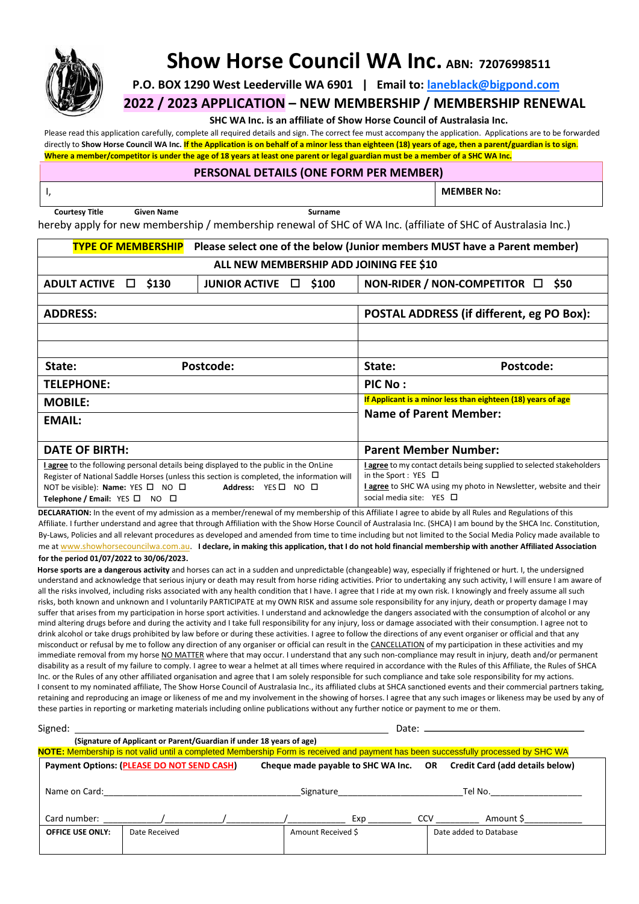# Show Horse Council WA Inc. ABN: 72076998511

**P.O. BOX 1290 West Leederville WA 6901 | Email to: laneblack@bigpond.com**

## 2022 / 2023 APPLICATION – NEW MEMBERSHIP / MEMBERSHIP RENEWAL

**SHC WA Inc. is an affiliate of Show Horse Council of Australasia Inc.**

Please read this application carefully, complete all required details and sign. The correct fee must accompany the application. Applications are to be forwarded directly to **Show Horse Council WA Inc.** **If the Application is on behalf of a minor less than eighteen (18) years of age, then a parent/guardian is to sign. Where a member/competitor is under the age of 18 years at least one parent or legal guardian must be a member of a SHC WA Inc.**

### PERSONAL DETAILS (ONE FORM PER MEMBER)

| I, | | | **MEMBER No:** |
|---|---|---|---|
| **Courtesy Title** | **Given Name** | **Surname** | |

hereby apply for new membership / membership renewal of SHC of WA Inc. (affiliate of SHC of Australasia Inc.)

| **TYPE OF MEMBERSHIP** Please select one of the below (Junior members MUST have a Parent member) | | |
|---|---|---|
| **ALL NEW MEMBERSHIP ADD JOINING FEE $10** | | |
| **ADULT ACTIVE ☐ $130** | **JUNIOR ACTIVE ☐ $100** | **NON-RIDER / NON-COMPETITOR ☐ $50** |

| **ADDRESS:** | | **POSTAL ADDRESS (if different, eg PO Box):** | |
|---|---|---|---|
| | | | |
| | | | |
| **State:** | **Postcode:** | **State:** | **Postcode:** |
| **TELEPHONE:** | | **PIC No :** | |
| **MOBILE:** | | **If Applicant is a minor less than eighteen (18) years of age** | |
| **EMAIL:** | | **Name of Parent Member:** | |
| **DATE OF BIRTH:** | | **Parent Member Number:** | |
| **I agree** to the following personal details being displayed to the public in the OnLine Register of National Saddle Horses (unless this section is completed, the information will NOT be visible): **Name:** YES ☐ NO ☐ **Address:** YES ☐ NO ☐ **Telephone / Email:** YES ☐ NO ☐ | | **I agree** to my contact details being supplied to selected stakeholders in the Sport : YES ☐ **I agree** to SHC WA using my photo in Newsletter, website and their social media site: YES ☐ | |

**DECLARATION:** In the event of my admission as a member/renewal of my membership of this Affiliate I agree to abide by all Rules and Regulations of this Affiliate. I further understand and agree that through Affiliation with the Show Horse Council of Australasia Inc. (SHCA) I am bound by the SHCA Inc. Constitution, By-Laws, Policies and all relevant procedures as developed and amended from time to time including but not limited to the Social Media Policy made available to me at www.showhorsecouncilwa.com.au. **I declare, in making this application, that I do not hold financial membership with another Affiliated Association for the period 01/07/2022 to 30/06/2023.**

**Horse sports are a dangerous activity** and horses can act in a sudden and unpredictable (changeable) way, especially if frightened or hurt. I, the undersigned understand and acknowledge that serious injury or death may result from horse riding activities. Prior to undertaking any such activity, I will ensure I am aware of all the risks involved, including risks associated with any health condition that I have. I agree that I ride at my own risk. I knowingly and freely assume all such risks, both known and unknown and I voluntarily PARTICIPATE at my OWN RISK and assume sole responsibility for any injury, death or property damage I may suffer that arises from my participation in horse sport activities. I understand and acknowledge the dangers associated with the consumption of alcohol or any mind altering drugs before and during the activity and I take full responsibility for any injury, loss or damage associated with their consumption. I agree not to drink alcohol or take drugs prohibited by law before or during these activities. I agree to follow the directions of any event organiser or official and that any misconduct or refusal by me to follow any direction of any organiser or official can result in the CANCELLATION of my participation in these activities and my immediate removal from my horse NO MATTER where that may occur. I understand that any such non-compliance may result in injury, death and/or permanent disability as a result of my failure to comply. I agree to wear a helmet at all times where required in accordance with the Rules of this Affiliate, the Rules of SHCA Inc. or the Rules of any other affiliated organisation and agree that I am solely responsible for such compliance and take sole responsibility for my actions. I consent to my nominated affiliate, The Show Horse Council of Australasia Inc., its affiliated clubs at SHCA sanctioned events and their commercial partners taking, retaining and reproducing an image or likeness of me and my involvement in the showing of horses. I agree that any such images or likeness may be used by any of these parties in reporting or marketing materials including online publications without any further notice or payment to me or them.

Signed: ______________________________ Date: ______________________

**(Signature of Applicant or Parent/Guardian if under 18 years of age)**

**NOTE:** Membership is not valid until a completed Membership Form is received and payment has been successfully processed by SHC WA

**Payment Options: (PLEASE DO NOT SEND CASH)** **Cheque made payable to SHC WA Inc. OR Credit Card (add details below)**

Name on Card:______________________ Signature______________________ Tel No.__________________

Card number: ________/________/________/________ Exp ________ CCV ________ Amount $__________

| **OFFICE USE ONLY:** | Date Received | Amount Received $ | Date added to Database |
|---|---|---|---|
| | | | |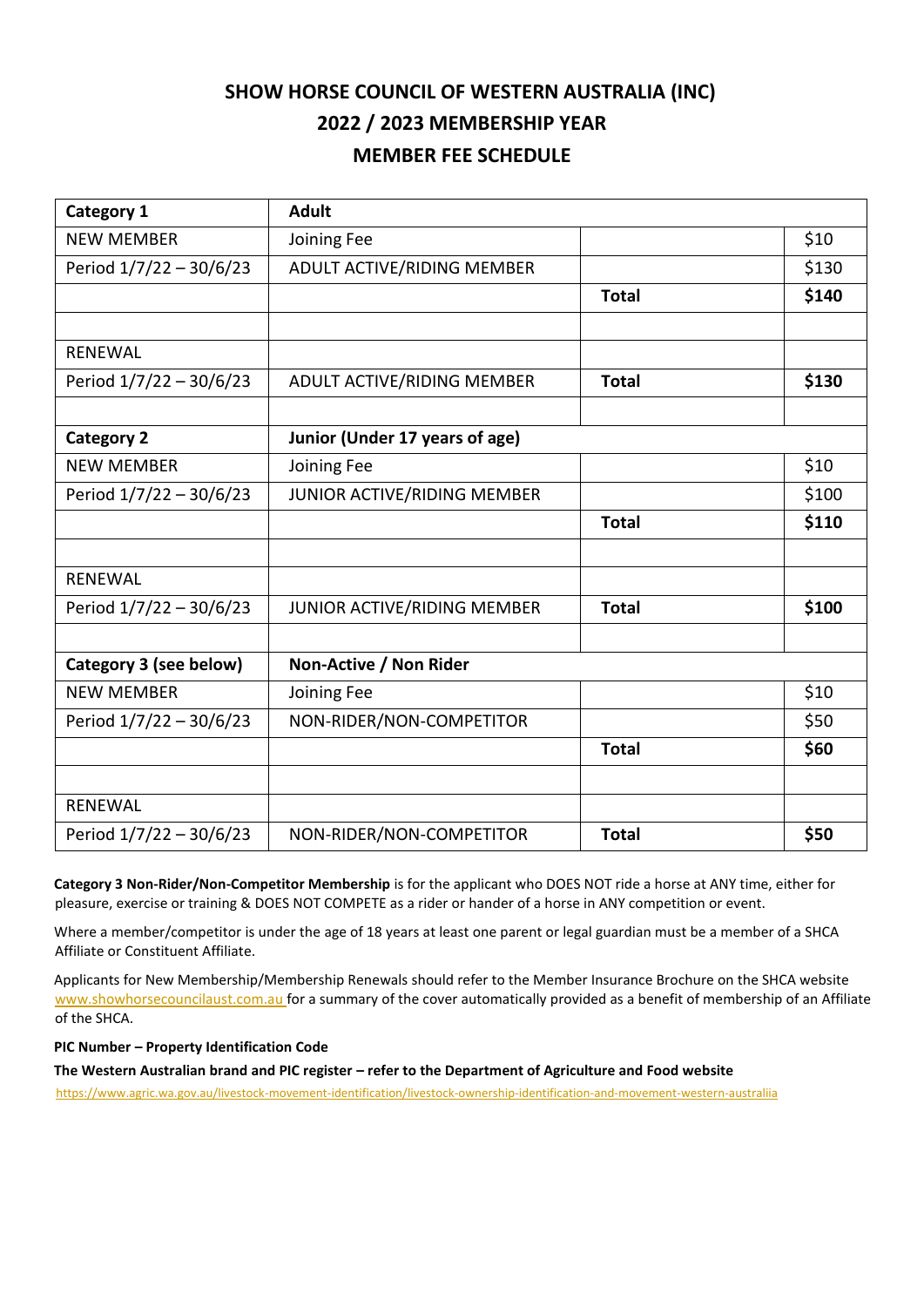# SHOW HORSE COUNCIL OF WESTERN AUSTRALIA (INC)
## 2022 / 2023 MEMBERSHIP YEAR
## MEMBER FEE SCHEDULE

| | | | |
|---|---|---|---|
| **Category 1** | **Adult** | | |
| NEW MEMBER | Joining Fee | | $10 |
| Period 1/7/22 – 30/6/23 | ADULT ACTIVE/RIDING MEMBER | | $130 |
| | | **Total** | **$140** |
| | | | |
| RENEWAL | | | |
| Period 1/7/22 – 30/6/23 | ADULT ACTIVE/RIDING MEMBER | **Total** | **$130** |
| | | | |
| **Category 2** | **Junior (Under 17 years of age)** | | |
| NEW MEMBER | Joining Fee | | $10 |
| Period 1/7/22 – 30/6/23 | JUNIOR ACTIVE/RIDING MEMBER | | $100 |
| | | **Total** | **$110** |
| | | | |
| RENEWAL | | | |
| Period 1/7/22 – 30/6/23 | JUNIOR ACTIVE/RIDING MEMBER | **Total** | **$100** |
| | | | |
| **Category 3 (see below)** | **Non-Active / Non Rider** | | |
| NEW MEMBER | Joining Fee | | $10 |
| Period 1/7/22 – 30/6/23 | NON-RIDER/NON-COMPETITOR | | $50 |
| | | **Total** | **$60** |
| | | | |
| RENEWAL | | | |
| Period 1/7/22 – 30/6/23 | NON-RIDER/NON-COMPETITOR | **Total** | **$50** |

**Category 3 Non-Rider/Non-Competitor Membership** is for the applicant who DOES NOT ride a horse at ANY time, either for pleasure, exercise or training & DOES NOT COMPETE as a rider or hander of a horse in ANY competition or event.

Where a member/competitor is under the age of 18 years at least one parent or legal guardian must be a member of a SHCA Affiliate or Constituent Affiliate.

Applicants for New Membership/Membership Renewals should refer to the Member Insurance Brochure on the SHCA website www.showhorsecouncilaust.com.au for a summary of the cover automatically provided as a benefit of membership of an Affiliate of the SHCA.

**PIC Number – Property Identification Code**

**The Western Australian brand and PIC register – refer to the Department of Agriculture and Food website**

https://www.agric.wa.gov.au/livestock-movement-identification/livestock-ownership-identification-and-movement-western-australiia